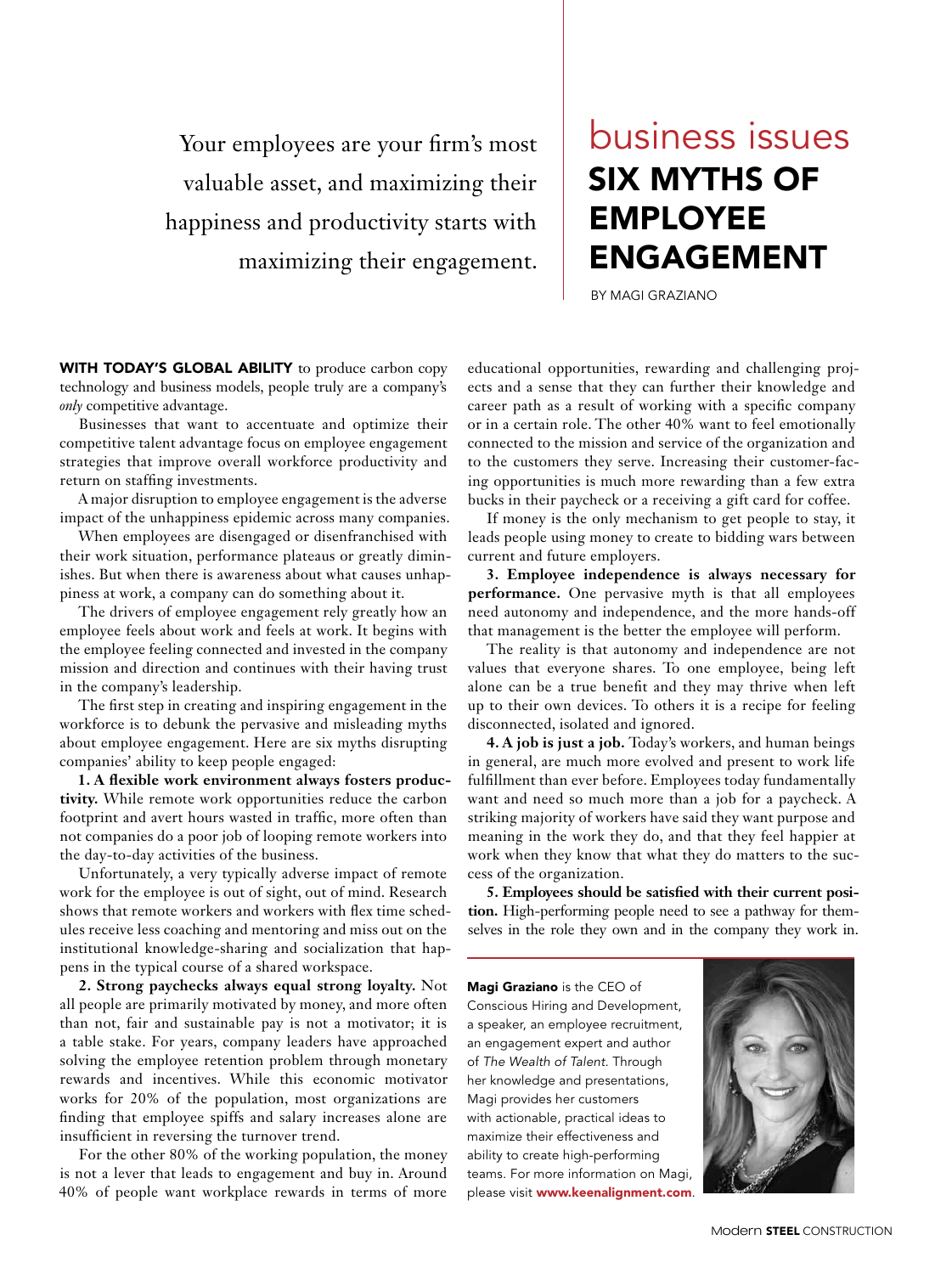Your employees are your firm's most valuable asset, and maximizing their happiness and productivity starts with maximizing their engagement.

# business issues
# SIX MYTHS OF EMPLOYEE ENGAGEMENT

BY MAGI GRAZIANO

**WITH TODAY'S GLOBAL ABILITY** to produce carbon copy technology and business models, people truly are a company's *only* competitive advantage.

Businesses that want to accentuate and optimize their competitive talent advantage focus on employee engagement strategies that improve overall workforce productivity and return on staffing investments.

A major disruption to employee engagement is the adverse impact of the unhappiness epidemic across many companies.

When employees are disengaged or disenfranchised with their work situation, performance plateaus or greatly diminishes. But when there is awareness about what causes unhappiness at work, a company can do something about it.

The drivers of employee engagement rely greatly how an employee feels about work and feels at work. It begins with the employee feeling connected and invested in the company mission and direction and continues with their having trust in the company's leadership.

The first step in creating and inspiring engagement in the workforce is to debunk the pervasive and misleading myths about employee engagement. Here are six myths disrupting companies' ability to keep people engaged:

**1. A flexible work environment always fosters productivity.** While remote work opportunities reduce the carbon footprint and avert hours wasted in traffic, more often than not companies do a poor job of looping remote workers into the day-to-day activities of the business.

Unfortunately, a very typically adverse impact of remote work for the employee is out of sight, out of mind. Research shows that remote workers and workers with flex time schedules receive less coaching and mentoring and miss out on the institutional knowledge-sharing and socialization that happens in the typical course of a shared workspace.

**2. Strong paychecks always equal strong loyalty.** Not all people are primarily motivated by money, and more often than not, fair and sustainable pay is not a motivator; it is a table stake. For years, company leaders have approached solving the employee retention problem through monetary rewards and incentives. While this economic motivator works for 20% of the population, most organizations are finding that employee spiffs and salary increases alone are insufficient in reversing the turnover trend.

For the other 80% of the working population, the money is not a lever that leads to engagement and buy in. Around 40% of people want workplace rewards in terms of more educational opportunities, rewarding and challenging projects and a sense that they can further their knowledge and career path as a result of working with a specific company or in a certain role. The other 40% want to feel emotionally connected to the mission and service of the organization and to the customers they serve. Increasing their customer-facing opportunities is much more rewarding than a few extra bucks in their paycheck or a receiving a gift card for coffee.

If money is the only mechanism to get people to stay, it leads people using money to create to bidding wars between current and future employers.

**3. Employee independence is always necessary for performance.** One pervasive myth is that all employees need autonomy and independence, and the more hands-off that management is the better the employee will perform.

The reality is that autonomy and independence are not values that everyone shares. To one employee, being left alone can be a true benefit and they may thrive when left up to their own devices. To others it is a recipe for feeling disconnected, isolated and ignored.

**4. A job is just a job.** Today's workers, and human beings in general, are much more evolved and present to work life fulfillment than ever before. Employees today fundamentally want and need so much more than a job for a paycheck. A striking majority of workers have said they want purpose and meaning in the work they do, and that they feel happier at work when they know that what they do matters to the success of the organization.

**5. Employees should be satisfied with their current position.** High-performing people need to see a pathway for themselves in the role they own and in the company they work in.

**Magi Graziano** is the CEO of Conscious Hiring and Development, a speaker, an employee recruitment, an engagement expert and author of *The Wealth of Talent*. Through her knowledge and presentations, Magi provides her customers with actionable, practical ideas to maximize their effectiveness and ability to create high-performing teams. For more information on Magi, please visit **www.keenalignment.com**.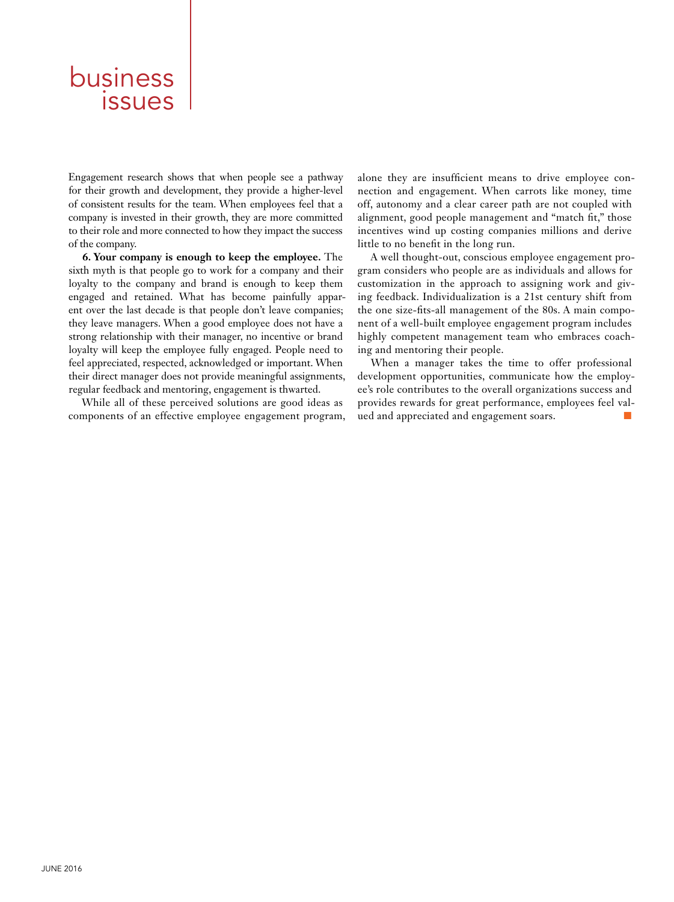Engagement research shows that when people see a pathway for their growth and development, they provide a higher-level of consistent results for the team. When employees feel that a company is invested in their growth, they are more committed to their role and more connected to how they impact the success of the company.

**6. Your company is enough to keep the employee.** The sixth myth is that people go to work for a company and their loyalty to the company and brand is enough to keep them engaged and retained. What has become painfully apparent over the last decade is that people don't leave companies; they leave managers. When a good employee does not have a strong relationship with their manager, no incentive or brand loyalty will keep the employee fully engaged. People need to feel appreciated, respected, acknowledged or important. When their direct manager does not provide meaningful assignments, regular feedback and mentoring, engagement is thwarted.

While all of these perceived solutions are good ideas as components of an effective employee engagement program, alone they are insufficient means to drive employee connection and engagement. When carrots like money, time off, autonomy and a clear career path are not coupled with alignment, good people management and "match fit," those incentives wind up costing companies millions and derive little to no benefit in the long run.

A well thought-out, conscious employee engagement program considers who people are as individuals and allows for customization in the approach to assigning work and giving feedback. Individualization is a 21st century shift from the one size-fits-all management of the 80s. A main component of a well-built employee engagement program includes highly competent management team who embraces coaching and mentoring their people.

When a manager takes the time to offer professional development opportunities, communicate how the employee's role contributes to the overall organizations success and provides rewards for great performance, employees feel valued and appreciated and engagement soars.